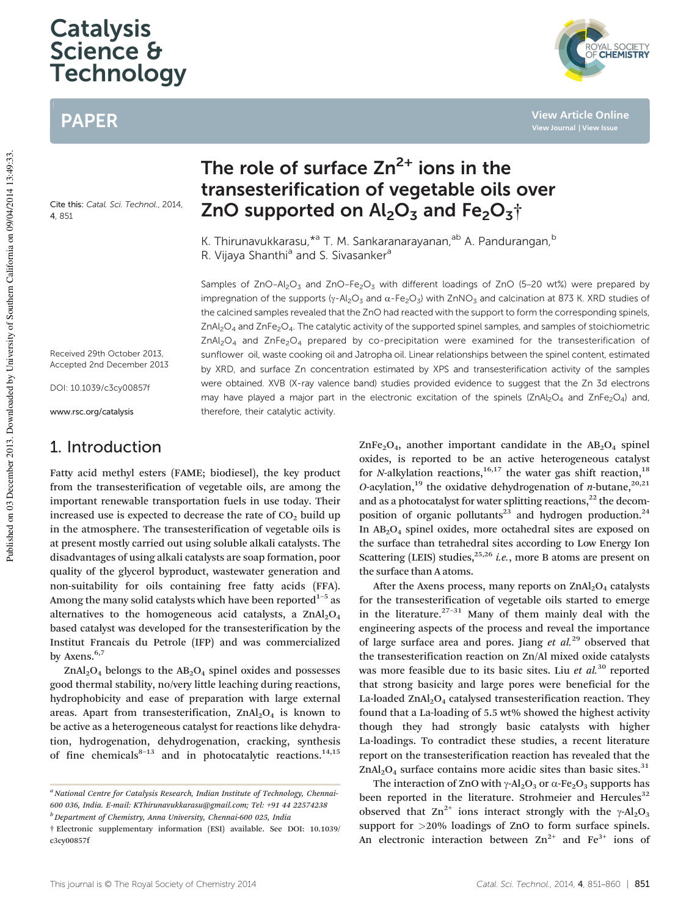# Catalysis Science & Technology

## PAPER

# The role of surface $Zn^{2+}$ ions in the transesterification of vegetable oils over ZnO supported on $Al_2O_3$ and $Fe_2O_3$†

Cite this: *Catal. Sci. Technol.*, 2014, 4, 851

K. Thirunavukkarasu,*[a] T. M. Sankaranarayanan,[ab] A. Pandurangan,[b] R. Vijaya Shanthi[a] and S. Sivasanker[a]

Received 29th October 2013, Accepted 2nd December 2013

DOI: 10.1039/c3cy00857f

www.rsc.org/catalysis

Samples of $ZnO–Al_2O_3$ and $ZnO–Fe_2O_3$ with different loadings of ZnO (5–20 wt%) were prepared by impregnation of the supports ($\gamma$-$Al_2O_3$ and $\alpha$-$Fe_2O_3$) with $ZnNO_3$ and calcination at 873 K. XRD studies of the calcined samples revealed that the ZnO had reacted with the support to form the corresponding spinels, $ZnAl_2O_4$ and $ZnFe_2O_4$. The catalytic activity of the supported spinel samples, and samples of stoichiometric $ZnAl_2O_4$ and $ZnFe_2O_4$ prepared by co-precipitation were examined for the transesterification of sunflower oil, waste cooking oil and Jatropha oil. Linear relationships between the spinel content, estimated by XRD, and surface Zn concentration estimated by XPS and transesterification activity of the samples were obtained. XVB (X-ray valence band) studies provided evidence to suggest that the Zn 3d electrons may have played a major part in the electronic excitation of the spinels ($ZnAl_2O_4$ and $ZnFe_2O_4$) and, therefore, their catalytic activity.

## 1. Introduction

Fatty acid methyl esters (FAME; biodiesel), the key product from the transesterification of vegetable oils, are among the important renewable transportation fuels in use today. Their increased use is expected to decrease the rate of $CO_2$ build up in the atmosphere. The transesterification of vegetable oils is at present mostly carried out using soluble alkali catalysts. The disadvantages of using alkali catalysts are soap formation, poor quality of the glycerol byproduct, wastewater generation and non-suitability for oils containing free fatty acids (FFA). Among the many solid catalysts which have been reported[1–5] as alternatives to the homogeneous acid catalysts, a $ZnAl_2O_4$ based catalyst was developed for the transesterification by the Institut Francais du Petrole (IFP) and was commercialized by Axens.[6,7]

$ZnAl_2O_4$ belongs to the $AB_2O_4$ spinel oxides and possesses good thermal stability, no/very little leaching during reactions, hydrophobicity and ease of preparation with large external areas. Apart from transesterification, $ZnAl_2O_4$ is known to be active as a heterogeneous catalyst for reactions like dehydration, hydrogenation, dehydrogenation, cracking, synthesis of fine chemicals[8–13] and in photocatalytic reactions.[14,15]

$ZnFe_2O_4$, another important candidate in the $AB_2O_4$ spinel oxides, is reported to be an active heterogeneous catalyst for *N*-alkylation reactions,[16,17] the water gas shift reaction,[18] *O*-acylation,[19] the oxidative dehydrogenation of *n*-butane,[20,21] and as a photocatalyst for water splitting reactions,[22] the decomposition of organic pollutants[23] and hydrogen production.[24] In $AB_2O_4$ spinel oxides, more octahedral sites are exposed on the surface than tetrahedral sites according to Low Energy Ion Scattering (LEIS) studies,[25,26] *i.e.*, more B atoms are present on the surface than A atoms.

After the Axens process, many reports on $ZnAl_2O_4$ catalysts for the transesterification of vegetable oils started to emerge in the literature.[27–31] Many of them mainly deal with the engineering aspects of the process and reveal the importance of large surface area and pores. Jiang *et al.*[29] observed that the transesterification reaction on Zn/Al mixed oxide catalysts was more feasible due to its basic sites. Liu *et al.*[30] reported that strong basicity and large pores were beneficial for the La-loaded $ZnAl_2O_4$ catalysed transesterification reaction. They found that a La-loading of 5.5 wt% showed the highest activity though they had strongly basic catalysts with higher La-loadings. To contradict these studies, a recent literature report on the transesterification reaction has revealed that the $ZnAl_2O_4$ surface contains more acidic sites than basic sites.[31]

The interaction of ZnO with $\gamma$-$Al_2O_3$ or $\alpha$-$Fe_2O_3$ supports has been reported in the literature. Strohmeier and Hercules[32] observed that $Zn^{2+}$ ions interact strongly with the $\gamma$-$Al_2O_3$ support for >20% loadings of ZnO to form surface spinels. An electronic interaction between $Zn^{2+}$ and $Fe^{3+}$ ions of

[a] National Centre for Catalysis Research, Indian Institute of Technology, Chennai-600 036, India. E-mail: KThirunavukkarasu@gmail.com; Tel: +91 44 22574238

[b] Department of Chemistry, Anna University, Chennai-600 025, India

† Electronic supplementary information (ESI) available. See DOI: 10.1039/c3cy00857f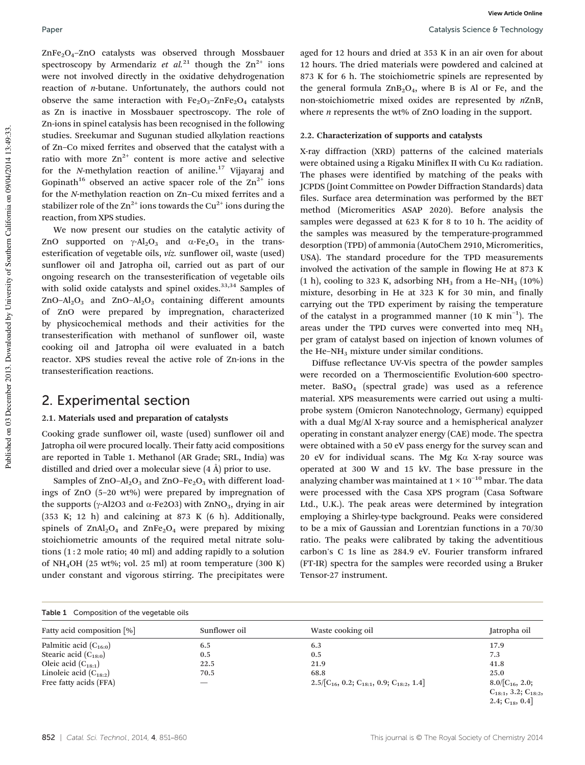$ZnFe_2O_4$–ZnO catalysts was observed through Mossbauer spectroscopy by Armendariz *et al.*[21] though the $Zn^{2+}$ ions were not involved directly in the oxidative dehydrogenation reaction of *n*-butane. Unfortunately, the authors could not observe the same interaction with $Fe_2O_3$–$ZnFe_2O_4$ catalysts as Zn is inactive in Mossbauer spectroscopy. The role of Zn-ions in spinel catalysis has been recognised in the following studies. Sreekumar and Sugunan studied alkylation reactions of Zn–Co mixed ferrites and observed that the catalyst with a ratio with more $Zn^{2+}$ content is more active and selective for the *N*-methylation reaction of aniline.[17] Vijayaraj and Gopinath[16] observed an active spacer role of the $Zn^{2+}$ ions for the *N*-methylation reaction on Zn–Cu mixed ferrites and a stabilizer role of the $Zn^{2+}$ ions towards the $Cu^{2+}$ ions during the reaction, from XPS studies.

We now present our studies on the catalytic activity of ZnO supported on $\gamma$-$Al_2O_3$ and $\alpha$-$Fe_2O_3$ in the transesterification of vegetable oils, *viz.* sunflower oil, waste (used) sunflower oil and Jatropha oil, carried out as part of our ongoing research on the transesterification of vegetable oils with solid oxide catalysts and spinel oxides.[33,34] Samples of ZnO–$Al_2O_3$ and ZnO–$Al_2O_3$ containing different amounts of ZnO were prepared by impregnation, characterized by physicochemical methods and their activities for the transesterification with methanol of sunflower oil, waste cooking oil and Jatropha oil were evaluated in a batch reactor. XPS studies reveal the active role of Zn-ions in the transesterification reactions.

## 2. Experimental section

### 2.1. Materials used and preparation of catalysts

Cooking grade sunflower oil, waste (used) sunflower oil and Jatropha oil were procured locally. Their fatty acid compositions are reported in Table 1. Methanol (AR Grade; SRL, India) was distilled and dried over a molecular sieve (4 Å) prior to use.

Samples of ZnO–$Al_2O_3$ and ZnO–$Fe_2O_3$ with different loadings of ZnO (5–20 wt%) were prepared by impregnation of the supports ($\gamma$-Al2O3 and $\alpha$-Fe2O3) with $ZnNO_3$, drying in air (353 K; 12 h) and calcining at 873 K (6 h). Additionally, spinels of $ZnAl_2O_4$ and $ZnFe_2O_4$ were prepared by mixing stoichiometric amounts of the required metal nitrate solutions (1 : 2 mole ratio; 40 ml) and adding rapidly to a solution of $NH_4OH$ (25 wt%; vol. 25 ml) at room temperature (300 K) under constant and vigorous stirring. The precipitates were aged for 12 hours and dried at 353 K in an air oven for about 12 hours. The dried materials were powdered and calcined at 873 K for 6 h. The stoichiometric spinels are represented by the general formula $ZnB_2O_4$, where B is Al or Fe, and the non-stoichiometric mixed oxides are represented by *n*ZnB, where *n* represents the wt% of ZnO loading in the support.

### 2.2. Characterization of supports and catalysts

X-ray diffraction (XRD) patterns of the calcined materials were obtained using a Rigaku Miniflex II with Cu K$\alpha$ radiation. The phases were identified by matching of the peaks with JCPDS (Joint Committee on Powder Diffraction Standards) data files. Surface area determination was performed by the BET method (Micromeritics ASAP 2020). Before analysis the samples were degassed at 623 K for 8 to 10 h. The acidity of the samples was measured by the temperature-programmed desorption (TPD) of ammonia (AutoChem 2910, Micromeritics, USA). The standard procedure for the TPD measurements involved the activation of the sample in flowing He at 873 K (1 h), cooling to 323 K, adsorbing $NH_3$ from a He–$NH_3$ (10%) mixture, desorbing in He at 323 K for 30 min, and finally carrying out the TPD experiment by raising the temperature of the catalyst in a programmed manner (10 K $min^{-1}$). The areas under the TPD curves were converted into meq $NH_3$ per gram of catalyst based on injection of known volumes of the He–$NH_3$ mixture under similar conditions.

Diffuse reflectance UV-Vis spectra of the powder samples were recorded on a Thermoscientific Evolution-600 spectrometer. $BaSO_4$ (spectral grade) was used as a reference material. XPS measurements were carried out using a multiprobe system (Omicron Nanotechnology, Germany) equipped with a dual Mg/Al X-ray source and a hemispherical analyzer operating in constant analyzer energy (CAE) mode. The spectra were obtained with a 50 eV pass energy for the survey scan and 20 eV for individual scans. The Mg K$\alpha$ X-ray source was operated at 300 W and 15 kV. The base pressure in the analyzing chamber was maintained at $1 \times 10^{-10}$ mbar. The data were processed with the Casa XPS program (Casa Software Ltd., U.K.). The peak areas were determined by integration employing a Shirley-type background. Peaks were considered to be a mix of Gaussian and Lorentzian functions in a 70/30 ratio. The peaks were calibrated by taking the adventitious carbon's C 1s line as 284.9 eV. Fourier transform infrared (FT-IR) spectra for the samples were recorded using a Bruker Tensor-27 instrument.

Table 1 Composition of the vegetable oils

| Fatty acid composition [%] | Sunflower oil | Waste cooking oil | Jatropha oil |
|---|---|---|---|
| Palmitic acid ($C_{16:0}$) | 6.5 | 6.3 | 17.9 |
| Stearic acid ($C_{18:0}$) | 0.5 | 0.5 | 7.3 |
| Oleic acid ($C_{18:1}$) | 22.5 | 21.9 | 41.8 |
| Linoleic acid ($C_{18:2}$) | 70.5 | 68.8 | 25.0 |
| Free fatty acids (FFA) | — | 2.5/[$C_{16}$, 0.2; $C_{18:1}$, 0.9; $C_{18:2}$, 1.4] | 8.0/[$C_{16}$, 2.0; $C_{18:1}$, 3.2; $C_{18:2}$, 2.4; $C_{18}$, 0.4] |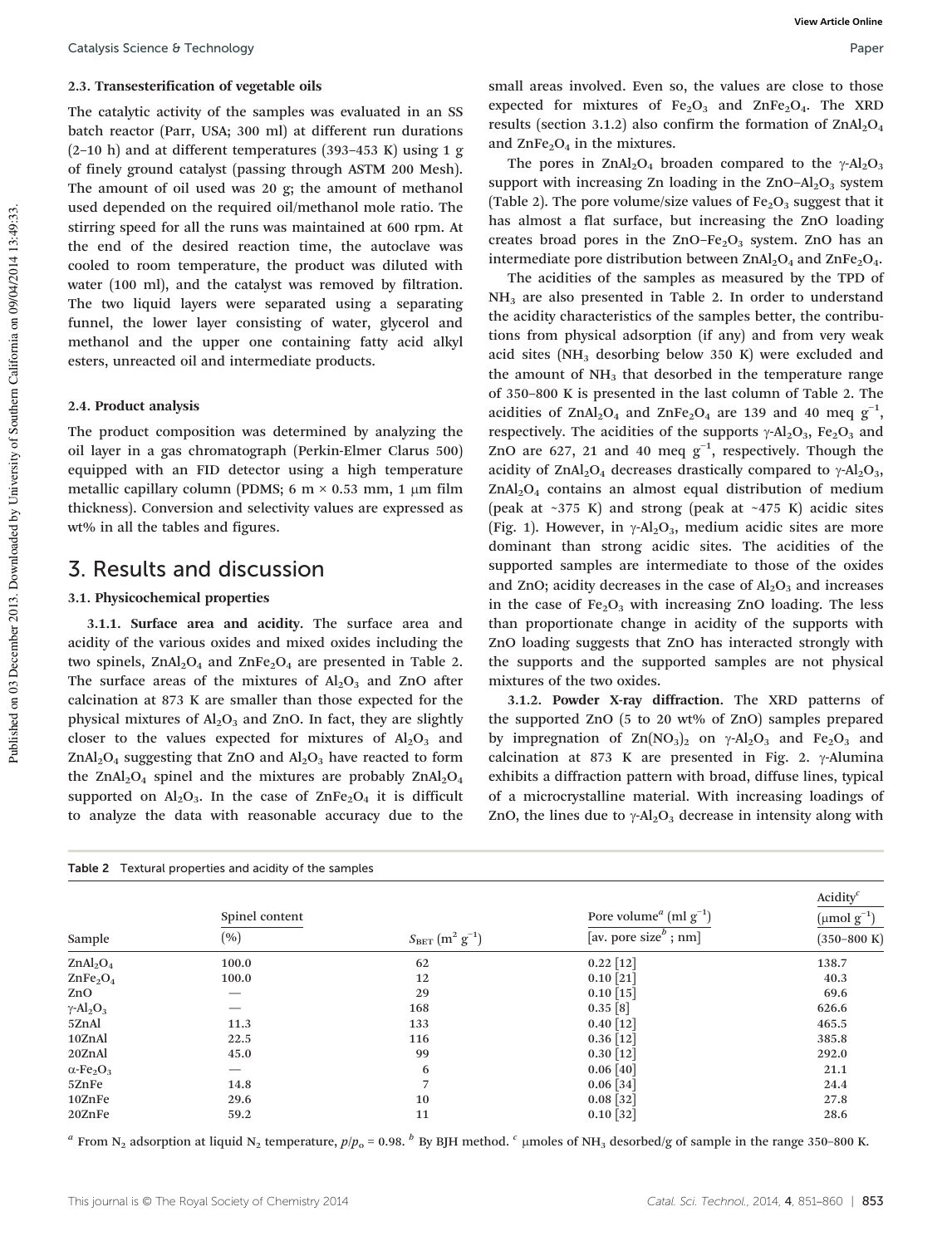### 2.3. Transesterification of vegetable oils

The catalytic activity of the samples was evaluated in an SS batch reactor (Parr, USA; 300 ml) at different run durations (2–10 h) and at different temperatures (393–453 K) using 1 g of finely ground catalyst (passing through ASTM 200 Mesh). The amount of oil used was 20 g; the amount of methanol used depended on the required oil/methanol mole ratio. The stirring speed for all the runs was maintained at 600 rpm. At the end of the desired reaction time, the autoclave was cooled to room temperature, the product was diluted with water (100 ml), and the catalyst was removed by filtration. The two liquid layers were separated using a separating funnel, the lower layer consisting of water, glycerol and methanol and the upper one containing fatty acid alkyl esters, unreacted oil and intermediate products.

### 2.4. Product analysis

The product composition was determined by analyzing the oil layer in a gas chromatograph (Perkin-Elmer Clarus 500) equipped with an FID detector using a high temperature metallic capillary column (PDMS; 6 m × 0.53 mm, 1 μm film thickness). Conversion and selectivity values are expressed as wt% in all the tables and figures.

## 3. Results and discussion

### 3.1. Physicochemical properties

**3.1.1. Surface area and acidity.** The surface area and acidity of the various oxides and mixed oxides including the two spinels, $ZnAl_2O_4$ and $ZnFe_2O_4$ are presented in Table 2. The surface areas of the mixtures of $Al_2O_3$ and ZnO after calcination at 873 K are smaller than those expected for the physical mixtures of $Al_2O_3$ and ZnO. In fact, they are slightly closer to the values expected for mixtures of $Al_2O_3$ and $ZnAl_2O_4$ suggesting that ZnO and $Al_2O_3$ have reacted to form the $ZnAl_2O_4$ spinel and the mixtures are probably $ZnAl_2O_4$ supported on $Al_2O_3$. In the case of $ZnFe_2O_4$ it is difficult to analyze the data with reasonable accuracy due to the small areas involved. Even so, the values are close to those expected for mixtures of $Fe_2O_3$ and $ZnFe_2O_4$. The XRD results (section 3.1.2) also confirm the formation of $ZnAl_2O_4$ and $ZnFe_2O_4$ in the mixtures.

The pores in $ZnAl_2O_4$ broaden compared to the γ-$Al_2O_3$ support with increasing Zn loading in the ZnO–$Al_2O_3$ system (Table 2). The pore volume/size values of $Fe_2O_3$ suggest that it has almost a flat surface, but increasing the ZnO loading creates broad pores in the ZnO–$Fe_2O_3$ system. ZnO has an intermediate pore distribution between $ZnAl_2O_4$ and $ZnFe_2O_4$.

The acidities of the samples as measured by the TPD of $NH_3$ are also presented in Table 2. In order to understand the acidity characteristics of the samples better, the contributions from physical adsorption (if any) and from very weak acid sites ($NH_3$ desorbing below 350 K) were excluded and the amount of $NH_3$ that desorbed in the temperature range of 350–800 K is presented in the last column of Table 2. The acidities of $ZnAl_2O_4$ and $ZnFe_2O_4$ are 139 and 40 meq $g^{-1}$, respectively. The acidities of the supports γ-$Al_2O_3$, $Fe_2O_3$ and ZnO are 627, 21 and 40 meq $g^{-1}$, respectively. Though the acidity of $ZnAl_2O_4$ decreases drastically compared to γ-$Al_2O_3$, $ZnAl_2O_4$ contains an almost equal distribution of medium (peak at ~375 K) and strong (peak at ~475 K) acidic sites (Fig. 1). However, in γ-$Al_2O_3$, medium acidic sites are more dominant than strong acidic sites. The acidities of the supported samples are intermediate to those of the oxides and ZnO; acidity decreases in the case of $Al_2O_3$ and increases in the case of $Fe_2O_3$ with increasing ZnO loading. The less than proportionate change in acidity of the supports with ZnO loading suggests that ZnO has interacted strongly with the supports and the supported samples are not physical mixtures of the two oxides.

**3.1.2. Powder X-ray diffraction.** The XRD patterns of the supported ZnO (5 to 20 wt% of ZnO) samples prepared by impregnation of $Zn(NO_3)_2$ on γ-$Al_2O_3$ and $Fe_2O_3$ and calcination at 873 K are presented in Fig. 2. γ-Alumina exhibits a diffraction pattern with broad, diffuse lines, typical of a microcrystalline material. With increasing loadings of ZnO, the lines due to γ-$Al_2O_3$ decrease in intensity along with

Table 2 Textural properties and acidity of the samples

| Sample | Spinel content (%) | $S_{BET}$ ($m^2$ $g^{-1}$) | Pore volume[a] (ml $g^{-1}$) [av. pore size[b]; nm] | Acidity[c] (μmol $g^{-1}$) (350–800 K) |
|---|---|---|---|---|
| $ZnAl_2O_4$ | 100.0 | 62 | 0.22 [12] | 138.7 |
| $ZnFe_2O_4$ | 100.0 | 12 | 0.10 [21] | 40.3 |
| ZnO | — | 29 | 0.10 [15] | 69.6 |
| γ-$Al_2O_3$ | — | 168 | 0.35 [8] | 626.6 |
| 5ZnAl | 11.3 | 133 | 0.40 [12] | 465.5 |
| 10ZnAl | 22.5 | 116 | 0.36 [12] | 385.8 |
| 20ZnAl | 45.0 | 99 | 0.30 [12] | 292.0 |
| α-$Fe_2O_3$ | — | 6 | 0.06 [40] | 21.1 |
| 5ZnFe | 14.8 | 7 | 0.06 [34] | 24.4 |
| 10ZnFe | 29.6 | 10 | 0.08 [32] | 27.8 |
| 20ZnFe | 59.2 | 11 | 0.10 [32] | 28.6 |

[a] From $N_2$ adsorption at liquid $N_2$ temperature, $p/p_o$ = 0.98. [b] By BJH method. [c] μmoles of $NH_3$ desorbed/g of sample in the range 350–800 K.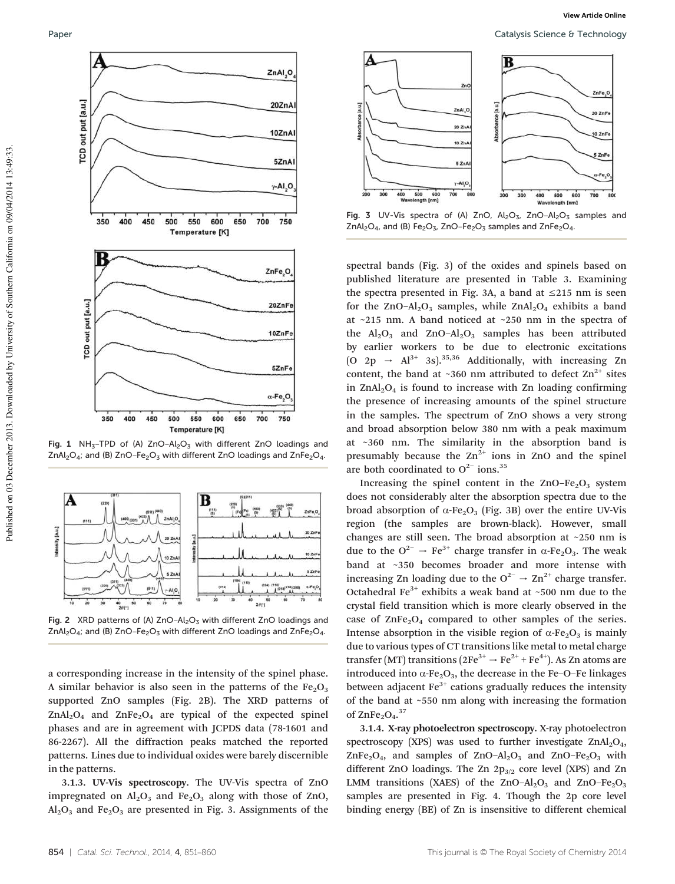Fig. 1 $NH_3$–TPD of (A) $ZnO–Al_2O_3$ with different ZnO loadings and $ZnAl_2O_4$; and (B) $ZnO–Fe_2O_3$ with different ZnO loadings and $ZnFe_2O_4$.

Fig. 2 XRD patterns of (A) $ZnO–Al_2O_3$ with different ZnO loadings and $ZnAl_2O_4$; and (B) $ZnO–Fe_2O_3$ with different ZnO loadings and $ZnFe_2O_4$.

a corresponding increase in the intensity of the spinel phase. A similar behavior is also seen in the patterns of the $Fe_2O_3$ supported ZnO samples (Fig. 2B). The XRD patterns of $ZnAl_2O_4$ and $ZnFe_2O_4$ are typical of the expected spinel phases and are in agreement with JCPDS data (78-1601 and 86-2267). All the diffraction peaks matched the reported patterns. Lines due to individual oxides were barely discernible in the patterns.

**3.1.3. UV-Vis spectroscopy.** The UV-Vis spectra of ZnO impregnated on $Al_2O_3$ and $Fe_2O_3$ along with those of ZnO, $Al_2O_3$ and $Fe_2O_3$ are presented in Fig. 3. Assignments of the spectral bands (Fig. 3) of the oxides and spinels based on published literature are presented in Table 3. Examining the spectra presented in Fig. 3A, a band at ≤215 nm is seen for the $ZnO–Al_2O_3$ samples, while $ZnAl_2O_4$ exhibits a band at ~215 nm. A band noticed at ~250 nm in the spectra of the $Al_2O_3$ and $ZnO–Al_2O_3$ samples has been attributed by earlier workers to be due to electronic excitations ($O\ 2p \rightarrow Al^{3+}\ 3s$).[35,36] Additionally, with increasing Zn content, the band at ~360 nm attributed to defect $Zn^{2+}$ sites in $ZnAl_2O_4$ is found to increase with Zn loading confirming the presence of increasing amounts of the spinel structure in the samples. The spectrum of ZnO shows a very strong and broad absorption below 380 nm with a peak maximum at ~360 nm. The similarity in the absorption band is presumably because the $Zn^{2+}$ ions in ZnO and the spinel are both coordinated to $O^{2-}$ ions.[35]

Fig. 3 UV-Vis spectra of (A) ZnO, $Al_2O_3$, $ZnO–Al_2O_3$ samples and $ZnAl_2O_4$, and (B) $Fe_2O_3$, $ZnO–Fe_2O_3$ samples and $ZnFe_2O_4$.

Increasing the spinel content in the $ZnO–Fe_2O_3$ system does not considerably alter the absorption spectra due to the broad absorption of $\alpha$-$Fe_2O_3$ (Fig. 3B) over the entire UV-Vis region (the samples are brown-black). However, small changes are still seen. The broad absorption at ~250 nm is due to the $O^{2-} \rightarrow Fe^{3+}$ charge transfer in $\alpha$-$Fe_2O_3$. The weak band at ~350 becomes broader and more intense with increasing Zn loading due to the $O^{2-} \rightarrow Zn^{2+}$ charge transfer. Octahedral $Fe^{3+}$ exhibits a weak band at ~500 nm due to the crystal field transition which is more clearly observed in the case of $ZnFe_2O_4$ compared to other samples of the series. Intense absorption in the visible region of $\alpha$-$Fe_2O_3$ is mainly due to various types of CT transitions like metal to metal charge transfer (MT) transitions ($2Fe^{3+} \rightarrow Fe^{2+} + Fe^{4+}$). As Zn atoms are introduced into $\alpha$-$Fe_2O_3$, the decrease in the Fe–O–Fe linkages between adjacent $Fe^{3+}$ cations gradually reduces the intensity of the band at ~550 nm along with increasing the formation of $ZnFe_2O_4$.[37]

**3.1.4. X-ray photoelectron spectroscopy.** X-ray photoelectron spectroscopy (XPS) was used to further investigate $ZnAl_2O_4$, $ZnFe_2O_4$, and samples of $ZnO–Al_2O_3$ and $ZnO–Fe_2O_3$ with different ZnO loadings. The Zn $2p_{3/2}$ core level (XPS) and Zn LMM transitions (XAES) of the $ZnO–Al_2O_3$ and $ZnO–Fe_2O_3$ samples are presented in Fig. 4. Though the 2p core level binding energy (BE) of Zn is insensitive to different chemical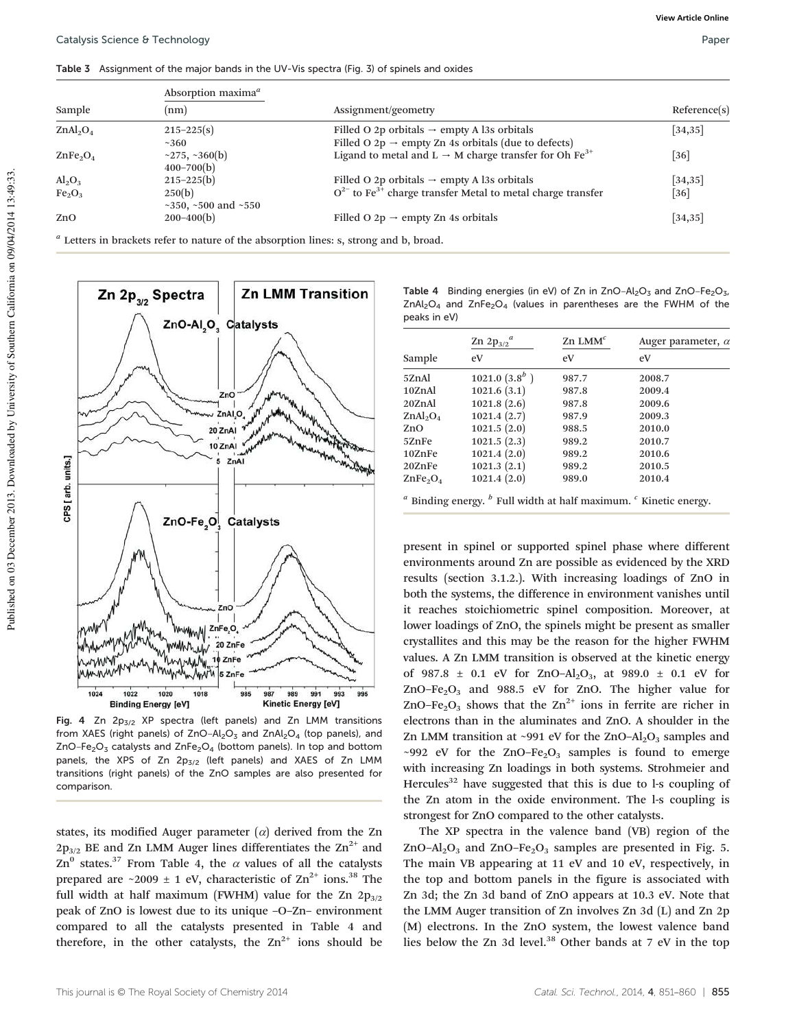**Table 3** Assignment of the major bands in the UV-Vis spectra (Fig. 3) of spinels and oxides

| Sample | Absorption maxima[a] (nm) | Assignment/geometry | Reference(s) |
|---|---|---|---|
| $ZnAl_2O_4$ | 215–225(s) | Filled O 2p orbitals → empty A l3s orbitals | [34,35] |
| | ~360 | Filled O 2p → empty Zn 4s orbitals (due to defects) | |
| $ZnFe_2O_4$ | ~275, ~360(b) | Ligand to metal and L → M charge transfer for Oh $Fe^{3+}$ | [36] |
| | 400–700(b) | | |
| $Al_2O_3$ | 215–225(b) | Filled O 2p orbitals → empty A l3s orbitals | [34,35] |
| $Fe_2O_3$ | 250(b) | $O^{2-}$ to $Fe^{3+}$ charge transfer Metal to metal charge transfer | [36] |
| | ~350, ~500 and ~550 | | |
| ZnO | 200–400(b) | Filled O 2p → empty Zn 4s orbitals | [34,35] |

[a] Letters in brackets refer to nature of the absorption lines: s, strong and b, broad.

Fig. 4 Zn $2p_{3/2}$ XP spectra (left panels) and Zn LMM transitions from XAES (right panels) of ZnO–$Al_2O_3$ and $ZnAl_2O_4$ (top panels), and ZnO–$Fe_2O_3$ catalysts and $ZnFe_2O_4$ (bottom panels). In top and bottom panels, the XPS of Zn $2p_{3/2}$ (left panels) and XAES of Zn LMM transitions (right panels) of the ZnO samples are also presented for comparison.

**Table 4** Binding energies (in eV) of Zn in ZnO–$Al_2O_3$ and ZnO–$Fe_2O_3$, $ZnAl_2O_4$ and $ZnFe_2O_4$ (values in parentheses are the FWHM of the peaks in eV)

| Sample | Zn $2p_{3/2}$[a] eV | Zn LMM[c] eV | Auger parameter, $\alpha$ eV |
|---|---|---|---|
| 5ZnAl | 1021.0 (3.8[b]) | 987.7 | 2008.7 |
| 10ZnAl | 1021.6 (3.1) | 987.8 | 2009.4 |
| 20ZnAl | 1021.8 (2.6) | 987.8 | 2009.6 |
| $ZnAl_2O_4$ | 1021.4 (2.7) | 987.9 | 2009.3 |
| ZnO | 1021.5 (2.0) | 988.5 | 2010.0 |
| 5ZnFe | 1021.5 (2.3) | 989.2 | 2010.7 |
| 10ZnFe | 1021.4 (2.0) | 989.2 | 2010.6 |
| 20ZnFe | 1021.3 (2.1) | 989.2 | 2010.5 |
| $ZnFe_2O_4$ | 1021.4 (2.0) | 989.0 | 2010.4 |

[a] Binding energy. [b] Full width at half maximum. [c] Kinetic energy.

states, its modified Auger parameter ($\alpha$) derived from the Zn $2p_{3/2}$ BE and Zn LMM Auger lines differentiates the $Zn^{2+}$ and $Zn^0$ states.[37] From Table 4, the $\alpha$ values of all the catalysts prepared are ~2009 ± 1 eV, characteristic of $Zn^{2+}$ ions.[38] The full width at half maximum (FWHM) value for the Zn $2p_{3/2}$ peak of ZnO is lowest due to its unique –O–Zn– environment compared to all the catalysts presented in Table 4 and therefore, in the other catalysts, the $Zn^{2+}$ ions should be present in spinel or supported spinel phase where different environments around Zn are possible as evidenced by the XRD results (section 3.1.2.). With increasing loadings of ZnO in both the systems, the difference in environment vanishes until it reaches stoichiometric spinel composition. Moreover, at lower loadings of ZnO, the spinels might be present as smaller crystallites and this may be the reason for the higher FWHM values. A Zn LMM transition is observed at the kinetic energy of 987.8 ± 0.1 eV for ZnO–$Al_2O_3$, at 989.0 ± 0.1 eV for ZnO–$Fe_2O_3$ and 988.5 eV for ZnO. The higher value for ZnO–$Fe_2O_3$ shows that the $Zn^{2+}$ ions in ferrite are richer in electrons than in the aluminates and ZnO. A shoulder in the Zn LMM transition at ~991 eV for the ZnO–$Al_2O_3$ samples and ~992 eV for the ZnO–$Fe_2O_3$ samples is found to emerge with increasing Zn loadings in both systems. Strohmeier and Hercules[32] have suggested that this is due to l-s coupling of the Zn atom in the oxide environment. The l-s coupling is strongest for ZnO compared to the other catalysts.

The XP spectra in the valence band (VB) region of the ZnO–$Al_2O_3$ and ZnO–$Fe_2O_3$ samples are presented in Fig. 5. The main VB appearing at 11 eV and 10 eV, respectively, in the top and bottom panels in the figure is associated with Zn 3d; the Zn 3d band of ZnO appears at 10.3 eV. Note that the LMM Auger transition of Zn involves Zn 3d (L) and Zn 2p (M) electrons. In the ZnO system, the lowest valence band lies below the Zn 3d level.[38] Other bands at 7 eV in the top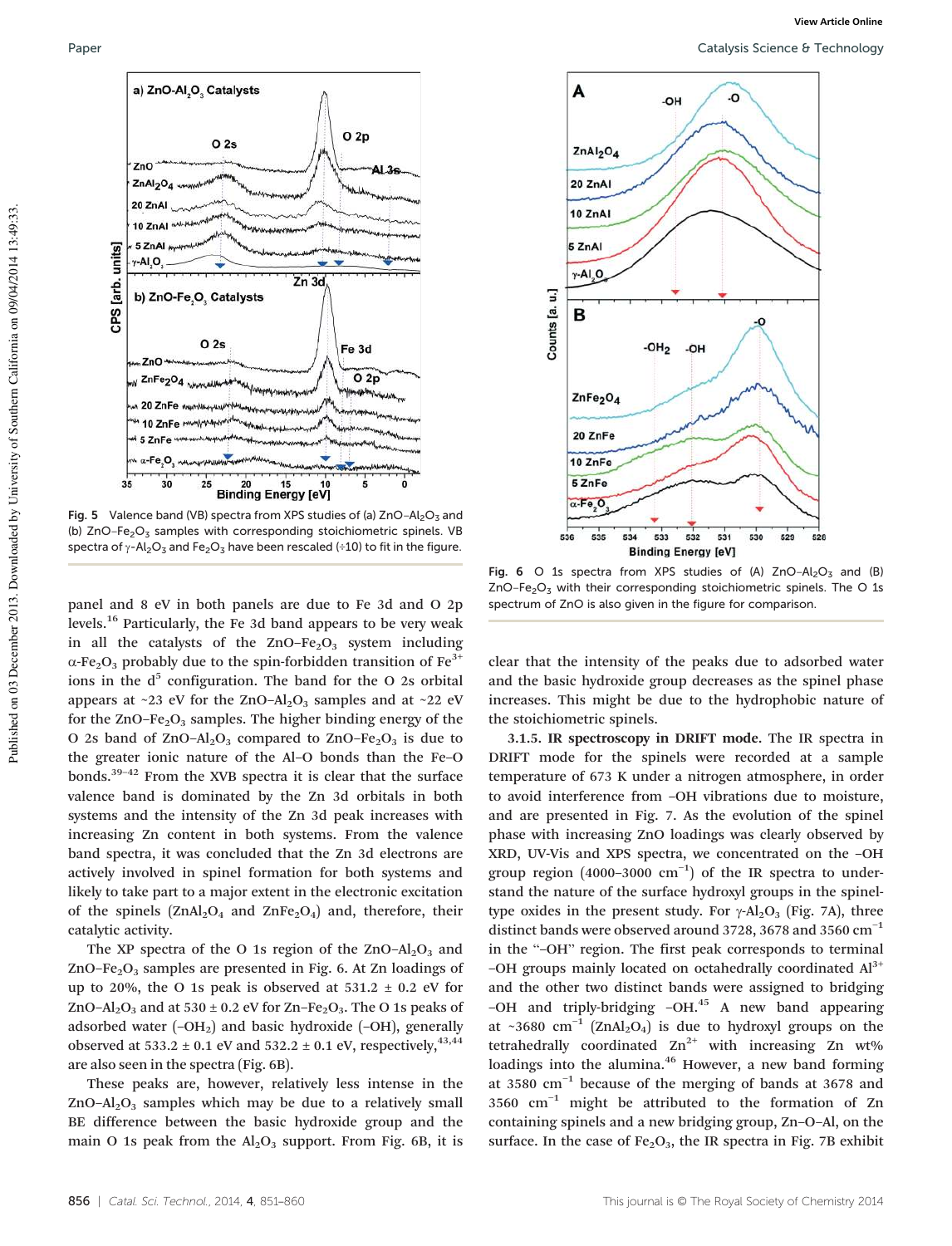Fig. 5 Valence band (VB) spectra from XPS studies of (a) $ZnO–Al_2O_3$ and (b) $ZnO–Fe_2O_3$ samples with corresponding stoichiometric spinels. VB spectra of $\gamma$-$Al_2O_3$ and $Fe_2O_3$ have been rescaled (÷10) to fit in the figure.

Fig. 6 O 1s spectra from XPS studies of (A) $ZnO–Al_2O_3$ and (B) $ZnO–Fe_2O_3$ with their corresponding stoichiometric spinels. The O 1s spectrum of ZnO is also given in the figure for comparison.

panel and 8 eV in both panels are due to Fe 3d and O 2p levels.[16] Particularly, the Fe 3d band appears to be very weak in all the catalysts of the $ZnO–Fe_2O_3$ system including $\alpha$-$Fe_2O_3$ probably due to the spin-forbidden transition of $Fe^{3+}$ ions in the $d^5$ configuration. The band for the O 2s orbital appears at ~23 eV for the $ZnO–Al_2O_3$ samples and at ~22 eV for the $ZnO–Fe_2O_3$ samples. The higher binding energy of the O 2s band of $ZnO–Al_2O_3$ compared to $ZnO–Fe_2O_3$ is due to the greater ionic nature of the Al–O bonds than the Fe–O bonds.[39–42] From the XVB spectra it is clear that the surface valence band is dominated by the Zn 3d orbitals in both systems and the intensity of the Zn 3d peak increases with increasing Zn content in both systems. From the valence band spectra, it was concluded that the Zn 3d electrons are actively involved in spinel formation for both systems and likely to take part to a major extent in the electronic excitation of the spinels ($ZnAl_2O_4$ and $ZnFe_2O_4$) and, therefore, their catalytic activity.

The XP spectra of the O 1s region of the $ZnO–Al_2O_3$ and $ZnO–Fe_2O_3$ samples are presented in Fig. 6. At Zn loadings of up to 20%, the O 1s peak is observed at 531.2 ± 0.2 eV for $ZnO–Al_2O_3$ and at 530 ± 0.2 eV for $Zn–Fe_2O_3$. The O 1s peaks of adsorbed water ($-OH_2$) and basic hydroxide (–OH), generally observed at 533.2 ± 0.1 eV and 532.2 ± 0.1 eV, respectively,[43,44] are also seen in the spectra (Fig. 6B).

These peaks are, however, relatively less intense in the $ZnO–Al_2O_3$ samples which may be due to a relatively small BE difference between the basic hydroxide group and the main O 1s peak from the $Al_2O_3$ support. From Fig. 6B, it is clear that the intensity of the peaks due to adsorbed water and the basic hydroxide group decreases as the spinel phase increases. This might be due to the hydrophobic nature of the stoichiometric spinels.

**3.1.5. IR spectroscopy in DRIFT mode.** The IR spectra in DRIFT mode for the spinels were recorded at a sample temperature of 673 K under a nitrogen atmosphere, in order to avoid interference from –OH vibrations due to moisture, and are presented in Fig. 7. As the evolution of the spinel phase with increasing ZnO loadings was clearly observed by XRD, UV-Vis and XPS spectra, we concentrated on the –OH group region (4000–3000 $cm^{-1}$) of the IR spectra to understand the nature of the surface hydroxyl groups in the spinel-type oxides in the present study. For $\gamma$-$Al_2O_3$ (Fig. 7A), three distinct bands were observed around 3728, 3678 and 3560 $cm^{-1}$ in the "–OH" region. The first peak corresponds to terminal –OH groups mainly located on octahedrally coordinated $Al^{3+}$ and the other two distinct bands were assigned to bridging –OH and triply-bridging –OH.[45] A new band appearing at ~3680 $cm^{-1}$ ($ZnAl_2O_4$) is due to hydroxyl groups on the tetrahedrally coordinated $Zn^{2+}$ with increasing Zn wt% loadings into the alumina.[46] However, a new band forming at 3580 $cm^{-1}$ because of the merging of bands at 3678 and 3560 $cm^{-1}$ might be attributed to the formation of Zn containing spinels and a new bridging group, Zn–O–Al, on the surface. In the case of $Fe_2O_3$, the IR spectra in Fig. 7B exhibit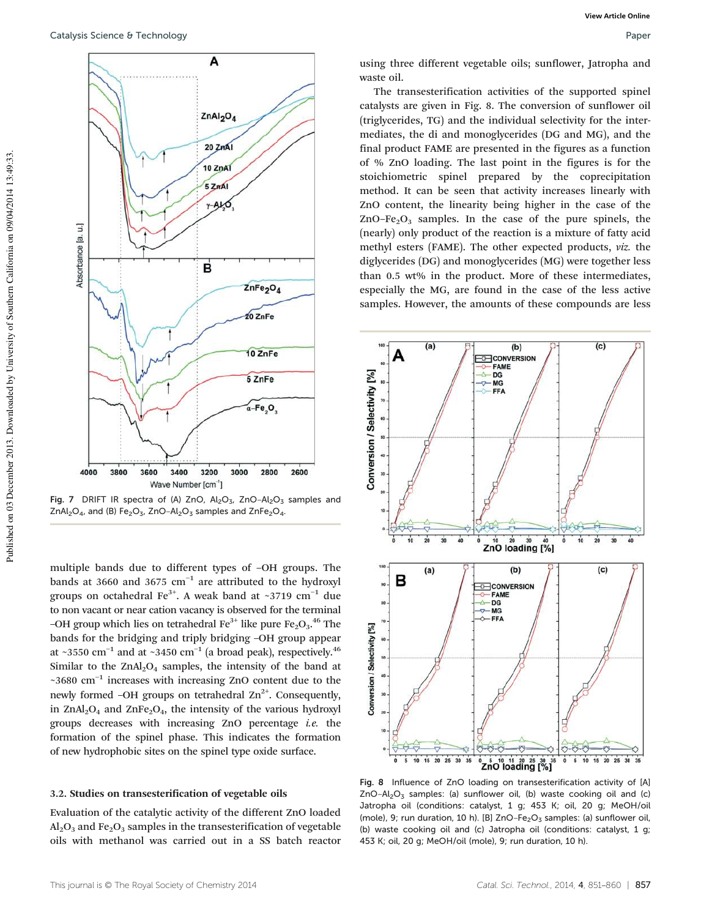Fig. 7 DRIFT IR spectra of (A) ZnO, $Al_2O_3$, ZnO–$Al_2O_3$ samples and $ZnAl_2O_4$, and (B) $Fe_2O_3$, ZnO–$Al_2O_3$ samples and $ZnFe_2O_4$.

multiple bands due to different types of –OH groups. The bands at 3660 and 3675 $cm^{-1}$ are attributed to the hydroxyl groups on octahedral $Fe^{3+}$. A weak band at ~3719 $cm^{-1}$ due to non vacant or near cation vacancy is observed for the terminal –OH group which lies on tetrahedral $Fe^{3+}$ like pure $Fe_2O_3$.[46] The bands for the bridging and triply bridging –OH group appear at ~3550 $cm^{-1}$ and at ~3450 $cm^{-1}$ (a broad peak), respectively.[46] Similar to the $ZnAl_2O_4$ samples, the intensity of the band at ~3680 $cm^{-1}$ increases with increasing ZnO content due to the newly formed –OH groups on tetrahedral $Zn^{2+}$. Consequently, in $ZnAl_2O_4$ and $ZnFe_2O_4$, the intensity of the various hydroxyl groups decreases with increasing ZnO percentage *i.e.* the formation of the spinel phase. This indicates the formation of new hydrophobic sites on the spinel type oxide surface.

### 3.2. Studies on transesterification of vegetable oils

Evaluation of the catalytic activity of the different ZnO loaded $Al_2O_3$ and $Fe_2O_3$ samples in the transesterification of vegetable oils with methanol was carried out in a SS batch reactor using three different vegetable oils; sunflower, Jatropha and waste oil.

The transesterification activities of the supported spinel catalysts are given in Fig. 8. The conversion of sunflower oil (triglycerides, TG) and the individual selectivity for the intermediates, the di and monoglycerides (DG and MG), and the final product FAME are presented in the figures as a function of % ZnO loading. The last point in the figures is for the stoichiometric spinel prepared by the coprecipitation method. It can be seen that activity increases linearly with ZnO content, the linearity being higher in the case of the ZnO–$Fe_2O_3$ samples. In the case of the pure spinels, the (nearly) only product of the reaction is a mixture of fatty acid methyl esters (FAME). The other expected products, *viz.* the diglycerides (DG) and monoglycerides (MG) were together less than 0.5 wt% in the product. More of these intermediates, especially the MG, are found in the case of the less active samples. However, the amounts of these compounds are less

Fig. 8 Influence of ZnO loading on transesterification activity of [A] ZnO–$Al_2O_3$ samples: (a) sunflower oil, (b) waste cooking oil and (c) Jatropha oil (conditions: catalyst, 1 g; 453 K; oil, 20 g; MeOH/oil (mole), 9; run duration, 10 h). [B] ZnO–$Fe_2O_3$ samples: (a) sunflower oil, (b) waste cooking oil and (c) Jatropha oil (conditions: catalyst, 1 g; 453 K; oil, 20 g; MeOH/oil (mole), 9; run duration, 10 h).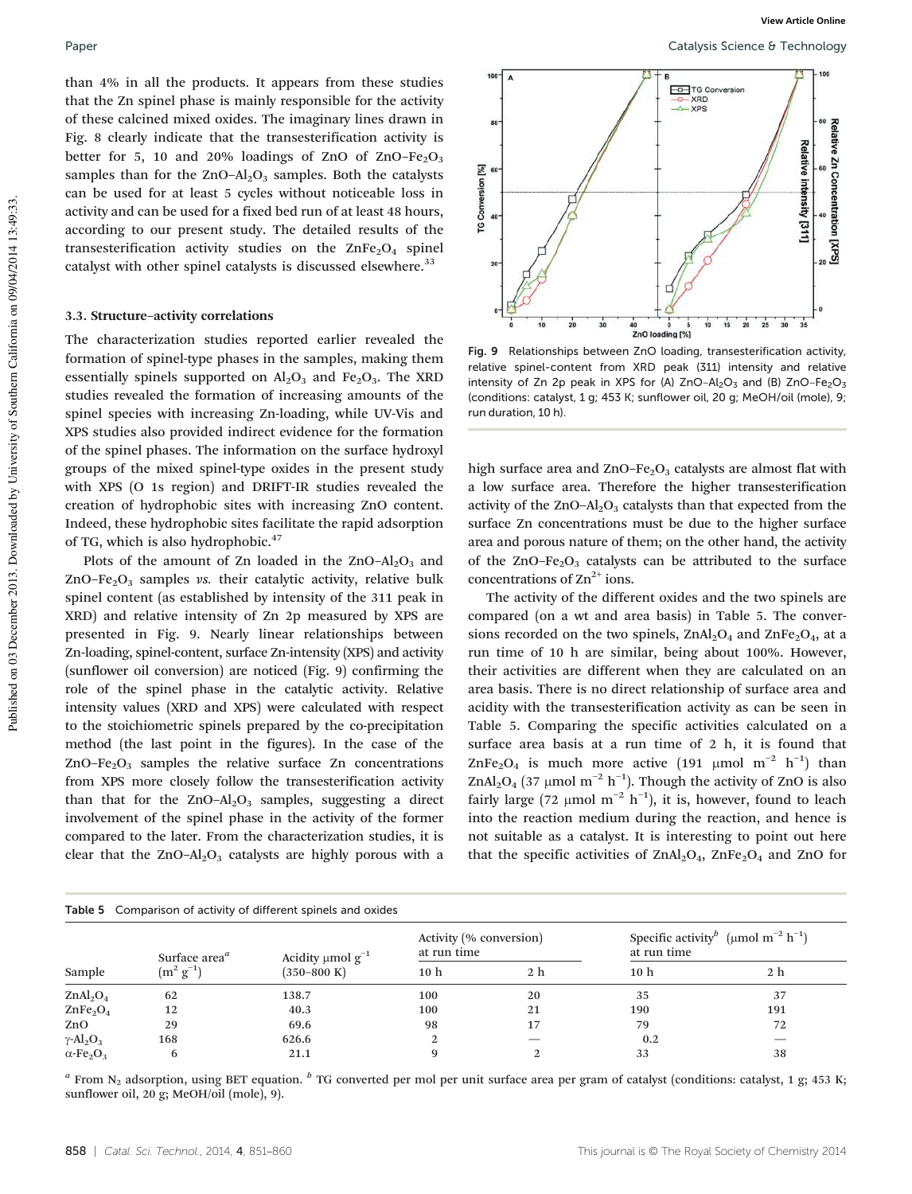than 4% in all the products. It appears from these studies that the Zn spinel phase is mainly responsible for the activity of these calcined mixed oxides. The imaginary lines drawn in Fig. 8 clearly indicate that the transesterification activity is better for 5, 10 and 20% loadings of ZnO of ZnO–$Fe_2O_3$ samples than for the ZnO–$Al_2O_3$ samples. Both the catalysts can be used for at least 5 cycles without noticeable loss in activity and can be used for a fixed bed run of at least 48 hours, according to our present study. The detailed results of the transesterification activity studies on the $ZnFe_2O_4$ spinel catalyst with other spinel catalysts is discussed elsewhere.[33]

### 3.3. Structure–activity correlations

The characterization studies reported earlier revealed the formation of spinel-type phases in the samples, making them essentially spinels supported on $Al_2O_3$ and $Fe_2O_3$. The XRD studies revealed the formation of increasing amounts of the spinel species with increasing Zn-loading, while UV-Vis and XPS studies also provided indirect evidence for the formation of the spinel phases. The information on the surface hydroxyl groups of the mixed spinel-type oxides in the present study with XPS (O 1s region) and DRIFT-IR studies revealed the creation of hydrophobic sites with increasing ZnO content. Indeed, these hydrophobic sites facilitate the rapid adsorption of TG, which is also hydrophobic.[47]

Plots of the amount of Zn loaded in the ZnO–$Al_2O_3$ and ZnO–$Fe_2O_3$ samples *vs.* their catalytic activity, relative bulk spinel content (as established by intensity of the 311 peak in XRD) and relative intensity of Zn 2p measured by XPS are presented in Fig. 9. Nearly linear relationships between Zn-loading, spinel-content, surface Zn-intensity (XPS) and activity (sunflower oil conversion) are noticed (Fig. 9) confirming the role of the spinel phase in the catalytic activity. Relative intensity values (XRD and XPS) were calculated with respect to the stoichiometric spinels prepared by the co-precipitation method (the last point in the figures). In the case of the ZnO–$Fe_2O_3$ samples the relative surface Zn concentrations from XPS more closely follow the transesterification activity than that for the ZnO–$Al_2O_3$ samples, suggesting a direct involvement of the spinel phase in the activity of the former compared to the later. From the characterization studies, it is clear that the ZnO–$Al_2O_3$ catalysts are highly porous with a high surface area and ZnO–$Fe_2O_3$ catalysts are almost flat with a low surface area. Therefore the higher transesterification activity of the ZnO–$Al_2O_3$ catalysts than that expected from the surface Zn concentrations must be due to the higher surface area and porous nature of them; on the other hand, the activity of the ZnO–$Fe_2O_3$ catalysts can be attributed to the surface concentrations of $Zn^{2+}$ ions.

Fig. 9 Relationships between ZnO loading, transesterification activity, relative spinel-content from XRD peak (311) intensity and relative intensity of Zn 2p peak in XPS for (A) ZnO–$Al_2O_3$ and (B) ZnO–$Fe_2O_3$ (conditions: catalyst, 1 g; 453 K; sunflower oil, 20 g; MeOH/oil (mole), 9; run duration, 10 h).

The activity of the different oxides and the two spinels are compared (on a wt and area basis) in Table 5. The conversions recorded on the two spinels, $ZnAl_2O_4$ and $ZnFe_2O_4$, at a run time of 10 h are similar, being about 100%. However, their activities are different when they are calculated on an area basis. There is no direct relationship of surface area and acidity with the transesterification activity as can be seen in Table 5. Comparing the specific activities calculated on a surface area basis at a run time of 2 h, it is found that $ZnFe_2O_4$ is much more active (191 μmol $m^{-2}$ $h^{-1}$) than $ZnAl_2O_4$ (37 μmol $m^{-2}$ $h^{-1}$). Though the activity of ZnO is also fairly large (72 μmol $m^{-2}$ $h^{-1}$), it is, however, found to leach into the reaction medium during the reaction, and hence is not suitable as a catalyst. It is interesting to point out here that the specific activities of $ZnAl_2O_4$, $ZnFe_2O_4$ and ZnO for

Table 5 Comparison of activity of different spinels and oxides

| Sample | Surface area[a] ($m^2$ $g^{-1}$) | Acidity μmol $g^{-1}$ (350–800 K) | Activity (% conversion) at run time | | Specific activity[b] (μmol $m^{-2}$ $h^{-1}$) at run time | |
|---|---|---|---|---|---|---|
| | | | 10 h | 2 h | 10 h | 2 h |
| $ZnAl_2O_4$ | 62 | 138.7 | 100 | 20 | 35 | 37 |
| $ZnFe_2O_4$ | 12 | 40.3 | 100 | 21 | 190 | 191 |
| ZnO | 29 | 69.6 | 98 | 17 | 79 | 72 |
| γ-$Al_2O_3$ | 168 | 626.6 | 2 | — | 0.2 | — |
| α-$Fe_2O_3$ | 6 | 21.1 | 9 | 2 | 33 | 38 |

[a] From $N_2$ adsorption, using BET equation. [b] TG converted per mol per unit surface area per gram of catalyst (conditions: catalyst, 1 g; 453 K; sunflower oil, 20 g; MeOH/oil (mole), 9).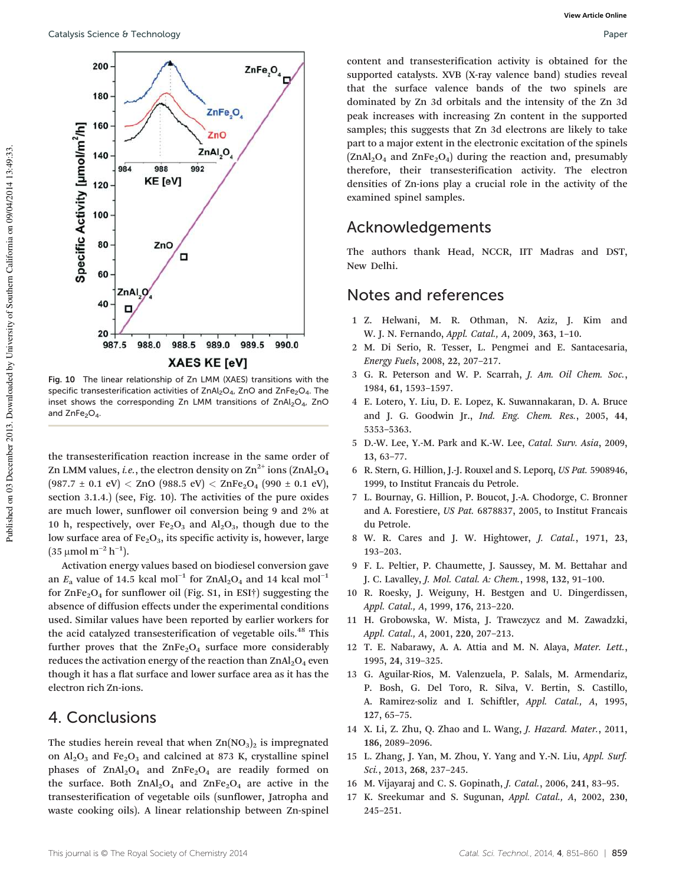Fig. 10 The linear relationship of Zn LMM (XAES) transitions with the specific transesterification activities of $ZnAl_2O_4$, ZnO and $ZnFe_2O_4$. The inset shows the corresponding Zn LMM transitions of $ZnAl_2O_4$, ZnO and $ZnFe_2O_4$.

the transesterification reaction increase in the same order of Zn LMM values, *i.e.*, the electron density on $Zn^{2+}$ ions ($ZnAl_2O_4$ (987.7 ± 0.1 eV) < ZnO (988.5 eV) < $ZnFe_2O_4$ (990 ± 0.1 eV), section 3.1.4.) (see, Fig. 10). The activities of the pure oxides are much lower, sunflower oil conversion being 9 and 2% at 10 h, respectively, over $Fe_2O_3$ and $Al_2O_3$, though due to the low surface area of $Fe_2O_3$, its specific activity is, however, large (35 μmol $m^{-2}$ $h^{-1}$).

Activation energy values based on biodiesel conversion gave an $E_a$ value of 14.5 kcal $mol^{-1}$ for $ZnAl_2O_4$ and 14 kcal $mol^{-1}$ for $ZnFe_2O_4$ for sunflower oil (Fig. S1, in ESI†) suggesting the absence of diffusion effects under the experimental conditions used. Similar values have been reported by earlier workers for the acid catalyzed transesterification of vegetable oils.[48] This further proves that the $ZnFe_2O_4$ surface more considerably reduces the activation energy of the reaction than $ZnAl_2O_4$ even though it has a flat surface and lower surface area as it has the electron rich Zn-ions.

## 4. Conclusions

The studies herein reveal that when $Zn(NO_3)_2$ is impregnated on $Al_2O_3$ and $Fe_2O_3$ and calcined at 873 K, crystalline spinel phases of $ZnAl_2O_4$ and $ZnFe_2O_4$ are readily formed on the surface. Both $ZnAl_2O_4$ and $ZnFe_2O_4$ are active in the transesterification of vegetable oils (sunflower, Jatropha and waste cooking oils). A linear relationship between Zn-spinel content and transesterification activity is obtained for the supported catalysts. XVB (X-ray valence band) studies reveal that the surface valence bands of the two spinels are dominated by Zn 3d orbitals and the intensity of the Zn 3d peak increases with increasing Zn content in the supported samples; this suggests that Zn 3d electrons are likely to take part to a major extent in the electronic excitation of the spinels ($ZnAl_2O_4$ and $ZnFe_2O_4$) during the reaction and, presumably therefore, their transesterification activity. The electron densities of Zn-ions play a crucial role in the activity of the examined spinel samples.

## Acknowledgements

The authors thank Head, NCCR, IIT Madras and DST, New Delhi.

## Notes and references

1. Z. Helwani, M. R. Othman, N. Aziz, J. Kim and W. J. N. Fernando, *Appl. Catal., A*, 2009, **363**, 1–10.
2. M. Di Serio, R. Tesser, L. Pengmei and E. Santacesaria, *Energy Fuels*, 2008, **22**, 207–217.
3. G. R. Peterson and W. P. Scarrah, *J. Am. Oil Chem. Soc.*, 1984, **61**, 1593–1597.
4. E. Lotero, Y. Liu, D. E. Lopez, K. Suwannakaran, D. A. Bruce and J. G. Goodwin Jr., *Ind. Eng. Chem. Res.*, 2005, **44**, 5353–5363.
5. D.-W. Lee, Y.-M. Park and K.-W. Lee, *Catal. Surv. Asia*, 2009, **13**, 63–77.
6. R. Stern, G. Hillion, J.-J. Rouxel and S. Leporq, *US Pat.* 5908946, 1999, to Institut Francais du Petrole.
7. L. Bournay, G. Hillion, P. Boucot, J.-A. Chodorge, C. Bronner and A. Forestiere, *US Pat.* 6878837, 2005, to Institut Francais du Petrole.
8. W. R. Cares and J. W. Hightower, *J. Catal.*, 1971, **23**, 193–203.
9. F. L. Peltier, P. Chaumette, J. Saussey, M. M. Bettahar and J. C. Lavalley, *J. Mol. Catal. A: Chem.*, 1998, **132**, 91–100.
10. R. Roesky, J. Weiguny, H. Bestgen and U. Dingerdissen, *Appl. Catal., A*, 1999, **176**, 213–220.
11. H. Grobowska, W. Mista, J. Trawczycz and M. Zawadzki, *Appl. Catal., A*, 2001, **220**, 207–213.
12. T. E. Nabarawy, A. A. Attia and M. N. Alaya, *Mater. Lett.*, 1995, **24**, 319–325.
13. G. Aguilar-Rios, M. Valenzuela, P. Salals, M. Armendariz, P. Bosh, G. Del Toro, R. Silva, V. Bertin, S. Castillo, A. Ramirez-soliz and I. Schiftler, *Appl. Catal., A*, 1995, **127**, 65–75.
14. X. Li, Z. Zhu, Q. Zhao and L. Wang, *J. Hazard. Mater.*, 2011, **186**, 2089–2096.
15. L. Zhang, J. Yan, M. Zhou, Y. Yang and Y.-N. Liu, *Appl. Surf. Sci.*, 2013, **268**, 237–245.
16. M. Vijayaraj and C. S. Gopinath, *J. Catal.*, 2006, **241**, 83–95.
17. K. Sreekumar and S. Sugunan, *Appl. Catal., A*, 2002, **230**, 245–251.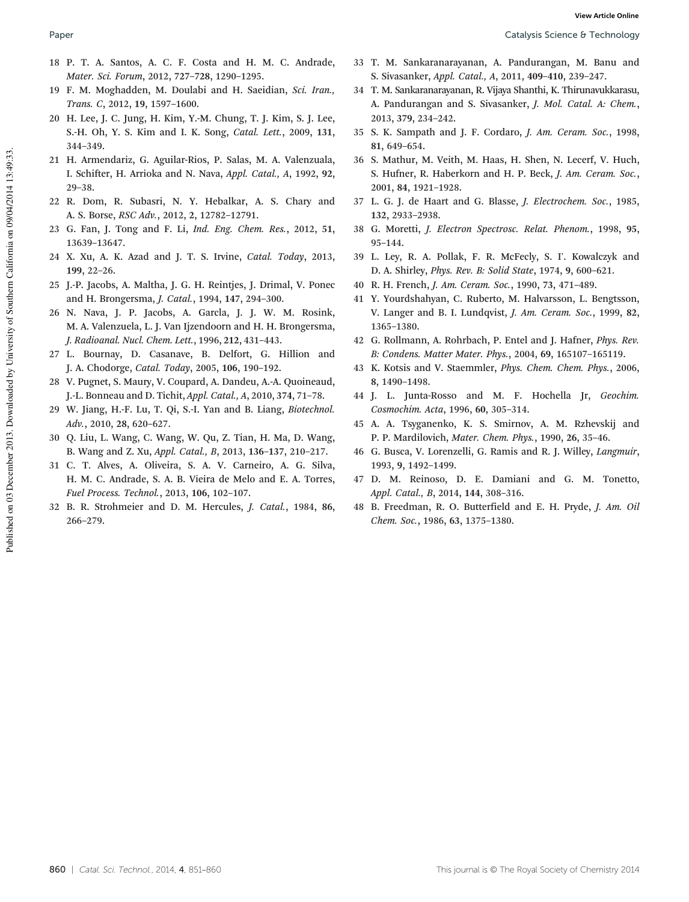18 P. T. A. Santos, A. C. F. Costa and H. M. C. Andrade, *Mater. Sci. Forum*, 2012, **727–728**, 1290–1295.

19 F. M. Moghadden, M. Doulabi and H. Saeidian, *Sci. Iran., Trans. C*, 2012, **19**, 1597–1600.

20 H. Lee, J. C. Jung, H. Kim, Y.-M. Chung, T. J. Kim, S. J. Lee, S.-H. Oh, Y. S. Kim and I. K. Song, *Catal. Lett.*, 2009, **131**, 344–349.

21 H. Armendariz, G. Aguilar-Rios, P. Salas, M. A. Valenzuala, I. Schifter, H. Arrioka and N. Nava, *Appl. Catal., A*, 1992, **92**, 29–38.

22 R. Dom, R. Subasri, N. Y. Hebalkar, A. S. Chary and A. S. Borse, *RSC Adv.*, 2012, **2**, 12782–12791.

23 G. Fan, J. Tong and F. Li, *Ind. Eng. Chem. Res.*, 2012, **51**, 13639–13647.

24 X. Xu, A. K. Azad and J. T. S. Irvine, *Catal. Today*, 2013, **199**, 22–26.

25 J.-P. Jacobs, A. Maltha, J. G. H. Reintjes, J. Drimal, V. Ponec and H. Brongersma, *J. Catal.*, 1994, **147**, 294–300.

26 N. Nava, J. P. Jacobs, A. Garcla, J. J. W. M. Rosink, M. A. Valenzuela, L. J. Van Ijzendoorn and H. H. Brongersma, *J. Radioanal. Nucl. Chem. Lett.*, 1996, **212**, 431–443.

27 L. Bournay, D. Casanave, B. Delfort, G. Hillion and J. A. Chodorge, *Catal. Today*, 2005, **106**, 190–192.

28 V. Pugnet, S. Maury, V. Coupard, A. Dandeu, A.-A. Quoineaud, J.-L. Bonneau and D. Tichit, *Appl. Catal., A*, 2010, **374**, 71–78.

29 W. Jiang, H.-F. Lu, T. Qi, S.-I. Yan and B. Liang, *Biotechnol. Adv.*, 2010, **28**, 620–627.

30 Q. Liu, L. Wang, C. Wang, W. Qu, Z. Tian, H. Ma, D. Wang, B. Wang and Z. Xu, *Appl. Catal., B*, 2013, **136–137**, 210–217.

31 C. T. Alves, A. Oliveira, S. A. V. Carneiro, A. G. Silva, H. M. C. Andrade, S. A. B. Vieira de Melo and E. A. Torres, *Fuel Process. Technol.*, 2013, **106**, 102–107.

32 B. R. Strohmeier and D. M. Hercules, *J. Catal.*, 1984, **86**, 266–279.

33 T. M. Sankaranarayanan, A. Pandurangan, M. Banu and S. Sivasanker, *Appl. Catal., A*, 2011, **409–410**, 239–247.

34 T. M. Sankaranarayanan, R. Vijaya Shanthi, K. Thirunavukkarasu, A. Pandurangan and S. Sivasanker, *J. Mol. Catal. A: Chem.*, 2013, **379**, 234–242.

35 S. K. Sampath and J. F. Cordaro, *J. Am. Ceram. Soc.*, 1998, **81**, 649–654.

36 S. Mathur, M. Veith, M. Haas, H. Shen, N. Lecerf, V. Huch, S. Hufner, R. Haberkorn and H. P. Beck, *J. Am. Ceram. Soc.*, 2001, **84**, 1921–1928.

37 L. G. J. de Haart and G. Blasse, *J. Electrochem. Soc.*, 1985, **132**, 2933–2938.

38 G. Moretti, *J. Electron Spectrosc. Relat. Phenom.*, 1998, **95**, 95–144.

39 L. Ley, R. A. Pollak, F. R. McFecly, S. I'. Kowalczyk and D. A. Shirley, *Phys. Rev. B: Solid State*, 1974, **9**, 600–621.

40 R. H. French, *J. Am. Ceram. Soc.*, 1990, **73**, 471–489.

41 Y. Yourdshahyan, C. Ruberto, M. Halvarsson, L. Bengtsson, V. Langer and B. I. Lundqvist, *J. Am. Ceram. Soc.*, 1999, **82**, 1365–1380.

42 G. Rollmann, A. Rohrbach, P. Entel and J. Hafner, *Phys. Rev. B: Condens. Matter Mater. Phys.*, 2004, **69**, 165107–165119.

43 K. Kotsis and V. Staemmler, *Phys. Chem. Chem. Phys.*, 2006, **8**, 1490–1498.

44 J. L. Junta-Rosso and M. F. Hochella Jr, *Geochim. Cosmochim. Acta*, 1996, **60**, 305–314.

45 A. A. Tsyganenko, K. S. Smirnov, A. M. Rzhevskij and P. P. Mardilovich, *Mater. Chem. Phys.*, 1990, **26**, 35–46.

46 G. Busca, V. Lorenzelli, G. Ramis and R. J. Willey, *Langmuir*, 1993, **9**, 1492–1499.

47 D. M. Reinoso, D. E. Damiani and G. M. Tonetto, *Appl. Catal., B*, 2014, **144**, 308–316.

48 B. Freedman, R. O. Butterfield and E. H. Pryde, *J. Am. Oil Chem. Soc.*, 1986, **63**, 1375–1380.